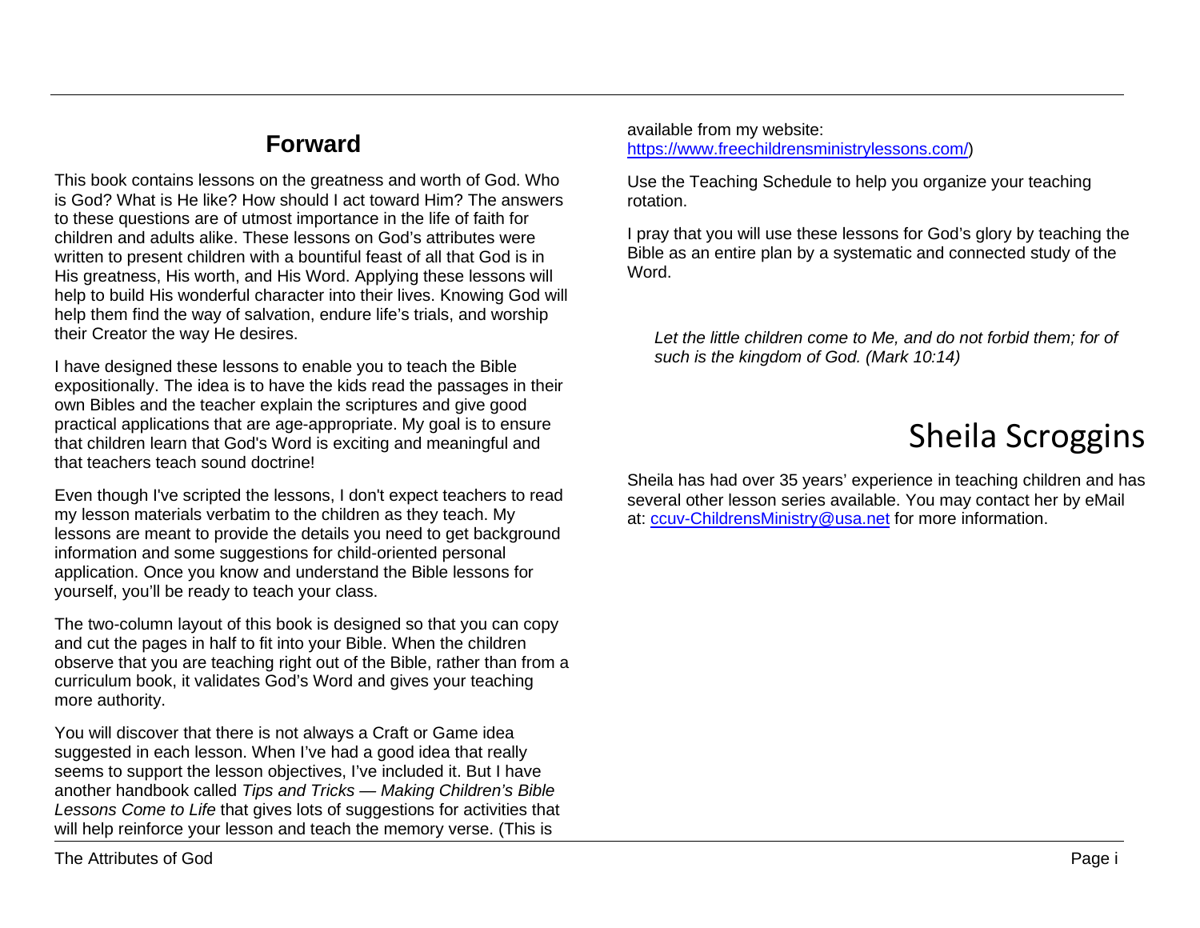## Forward

This book contains lessons on the greatness and worth of God. Who is God? What is He like? How should I act toward Him? The answers to these questions are of utmost importance in the life of faith for children and adults alike. These lessons on God's attributes were written to present children with a bountiful feast of all that God is in His greatness, His worth, and His Word. Applying these lessons will help to build His wonderful character into their lives. Knowing God will help them find the way of salvation, endure life's trials, and worship their Creator the way He desires.

I have designed these lessons to enable you to teach the Bible expositionally. The idea is to have the kids read the passages in their own Bibles and the teacher explain the scriptures and give good practical applications that are age-appropriate. My goal is to ensure that children learn that God's Word is exciting and meaningful and that teachers teach sound doctrine!

Even though I've scripted the lessons, I don't expect teachers to read my lesson materials verbatim to the children as they teach. My lessons are meant to provide the details you need to get background information and some suggestions for child-oriented personal application. Once you know and understand the Bible lessons for yourself, you'll be ready to teach your class.

The two-column layout of this book is designed so that you can copy and cut the pages in half to fit into your Bible. When the children observe that you are teaching right out of the Bible, rather than from a curriculum book, it validates God's Word and gives your teaching more authority.

You will discover that there is not always a Craft or Game idea suggested in each lesson. When I've had a good idea that really seems to support the lesson objectives, I've included it. But I have another handbook called *Tips and Tricks — Making Children's Bible Lessons Come to Life* that gives lots of suggestions for activities that will help reinforce your lesson and teach the memory verse. (This is available from my website: https://www.freechildrensministrylessons.com/)

Use the Teaching Schedule to help you organize your teaching rotation.

I pray that you will use these lessons for God's glory by teaching the Bible as an entire plan by a systematic and connected study of the Word.

*Let the little children come to Me, and do not forbid them; for of such is the kingdom of God. (Mark 10:14)*

# Sheila Scroggins

Sheila has had over 35 years' experience in teaching children and has several other lesson series available. You may contact her by eMail at: ccuv-ChildrensMinistry@usa.net for more information.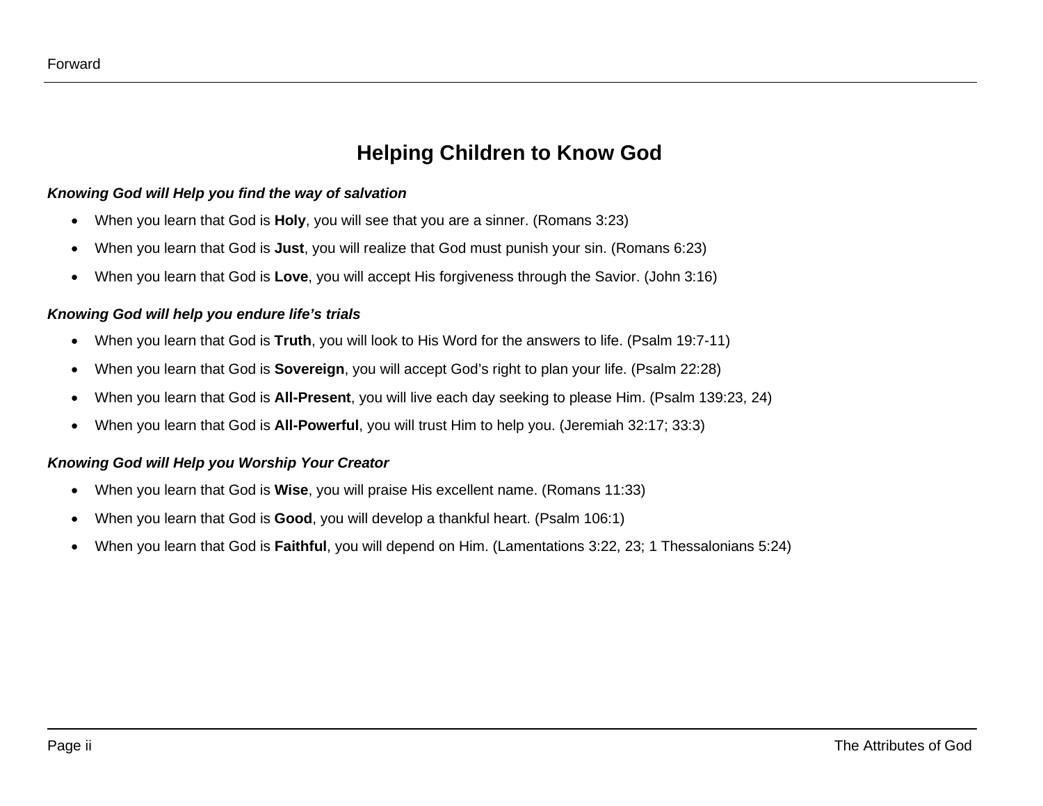# Helping Children to Know God

***Knowing God will Help you find the way of salvation***

- When you learn that God is **Holy**, you will see that you are a sinner. (Romans 3:23)
- When you learn that God is **Just**, you will realize that God must punish your sin. (Romans 6:23)
- When you learn that God is **Love**, you will accept His forgiveness through the Savior. (John 3:16)

***Knowing God will help you endure life's trials***

- When you learn that God is **Truth**, you will look to His Word for the answers to life. (Psalm 19:7-11)
- When you learn that God is **Sovereign**, you will accept God's right to plan your life. (Psalm 22:28)
- When you learn that God is **All-Present**, you will live each day seeking to please Him. (Psalm 139:23, 24)
- When you learn that God is **All-Powerful**, you will trust Him to help you. (Jeremiah 32:17; 33:3)

***Knowing God will Help you Worship Your Creator***

- When you learn that God is **Wise**, you will praise His excellent name. (Romans 11:33)
- When you learn that God is **Good**, you will develop a thankful heart. (Psalm 106:1)
- When you learn that God is **Faithful**, you will depend on Him. (Lamentations 3:22, 23; 1 Thessalonians 5:24)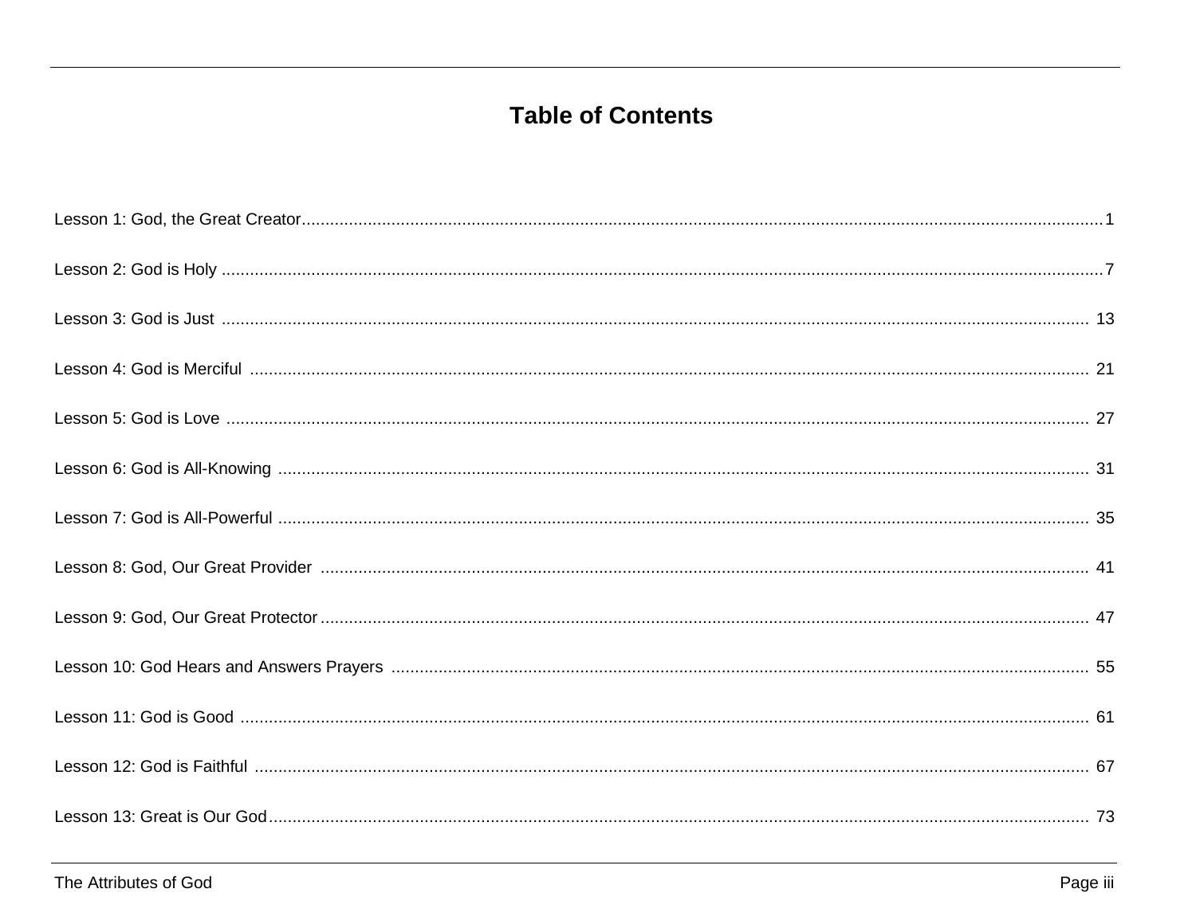# Table of Contents

| | |
|---|---|
| Lesson 1: God, the Great Creator | 1 |
| Lesson 2: God is Holy | 7 |
| Lesson 3: God is Just | 13 |
| Lesson 4: God is Merciful | 21 |
| Lesson 5: God is Love | 27 |
| Lesson 6: God is All-Knowing | 31 |
| Lesson 7: God is All-Powerful | 35 |
| Lesson 8: God, Our Great Provider | 41 |
| Lesson 9: God, Our Great Protector | 47 |
| Lesson 10: God Hears and Answers Prayers | 55 |
| Lesson 11: God is Good | 61 |
| Lesson 12: God is Faithful | 67 |
| Lesson 13: Great is Our God | 73 |